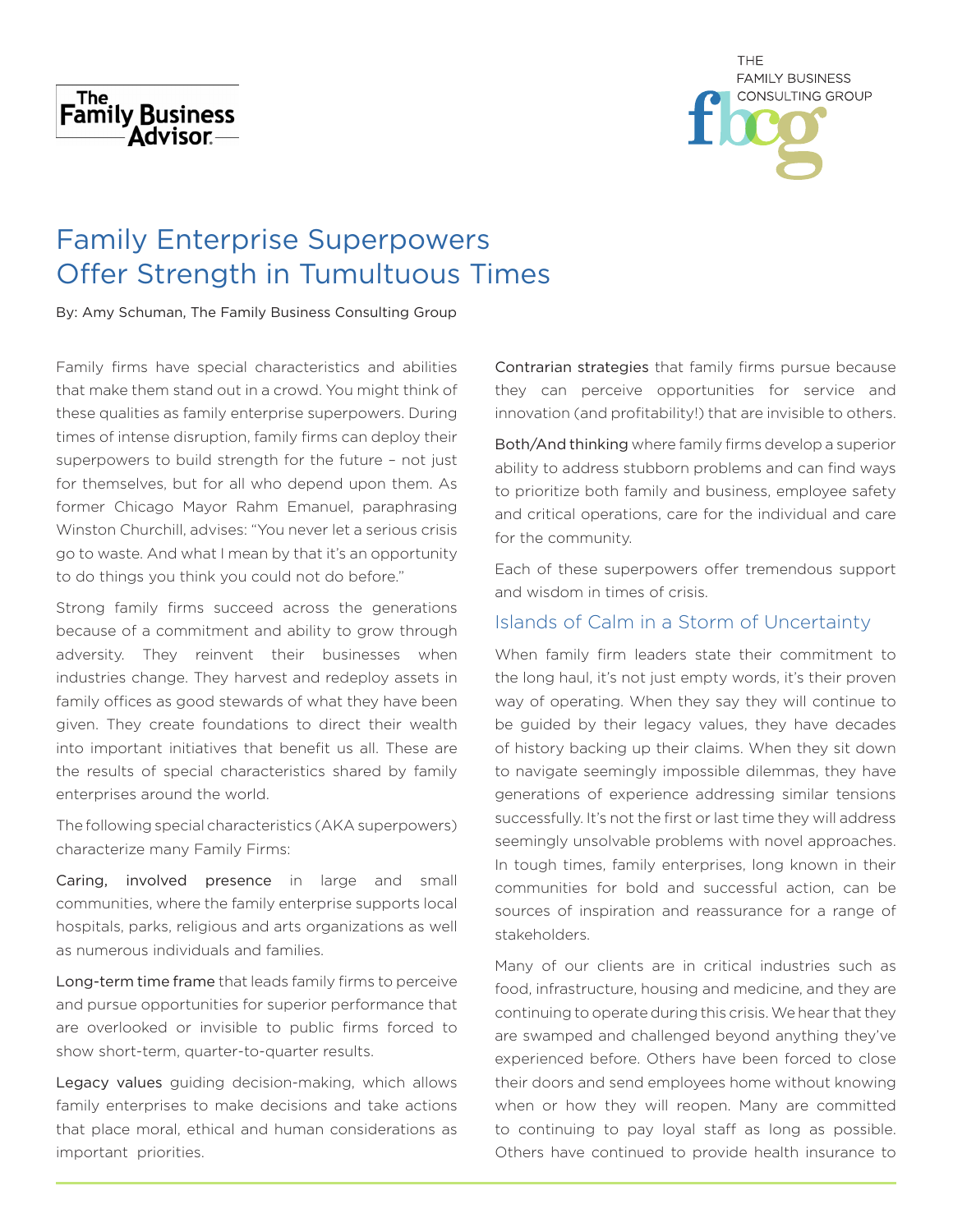The Family Business Advisor

THE FAMILY BUSINESS CONSULTING GROUP

# Family Enterprise Superpowers Offer Strength in Tumultuous Times

By: Amy Schuman, The Family Business Consulting Group

Family firms have special characteristics and abilities that make them stand out in a crowd. You might think of these qualities as family enterprise superpowers. During times of intense disruption, family firms can deploy their superpowers to build strength for the future – not just for themselves, but for all who depend upon them. As former Chicago Mayor Rahm Emanuel, paraphrasing Winston Churchill, advises: "You never let a serious crisis go to waste. And what I mean by that it's an opportunity to do things you think you could not do before."

Strong family firms succeed across the generations because of a commitment and ability to grow through adversity. They reinvent their businesses when industries change. They harvest and redeploy assets in family offices as good stewards of what they have been given. They create foundations to direct their wealth into important initiatives that benefit us all. These are the results of special characteristics shared by family enterprises around the world.

The following special characteristics (AKA superpowers) characterize many Family Firms:

Caring, involved presence in large and small communities, where the family enterprise supports local hospitals, parks, religious and arts organizations as well as numerous individuals and families.

Long-term time frame that leads family firms to perceive and pursue opportunities for superior performance that are overlooked or invisible to public firms forced to show short-term, quarter-to-quarter results.

Legacy values guiding decision-making, which allows family enterprises to make decisions and take actions that place moral, ethical and human considerations as important priorities.

Contrarian strategies that family firms pursue because they can perceive opportunities for service and innovation (and profitability!) that are invisible to others.

Both/And thinking where family firms develop a superior ability to address stubborn problems and can find ways to prioritize both family and business, employee safety and critical operations, care for the individual and care for the community.

Each of these superpowers offer tremendous support and wisdom in times of crisis.

## Islands of Calm in a Storm of Uncertainty

When family firm leaders state their commitment to the long haul, it's not just empty words, it's their proven way of operating. When they say they will continue to be guided by their legacy values, they have decades of history backing up their claims. When they sit down to navigate seemingly impossible dilemmas, they have generations of experience addressing similar tensions successfully. It's not the first or last time they will address seemingly unsolvable problems with novel approaches. In tough times, family enterprises, long known in their communities for bold and successful action, can be sources of inspiration and reassurance for a range of stakeholders.

Many of our clients are in critical industries such as food, infrastructure, housing and medicine, and they are continuing to operate during this crisis. We hear that they are swamped and challenged beyond anything they've experienced before. Others have been forced to close their doors and send employees home without knowing when or how they will reopen. Many are committed to continuing to pay loyal staff as long as possible. Others have continued to provide health insurance to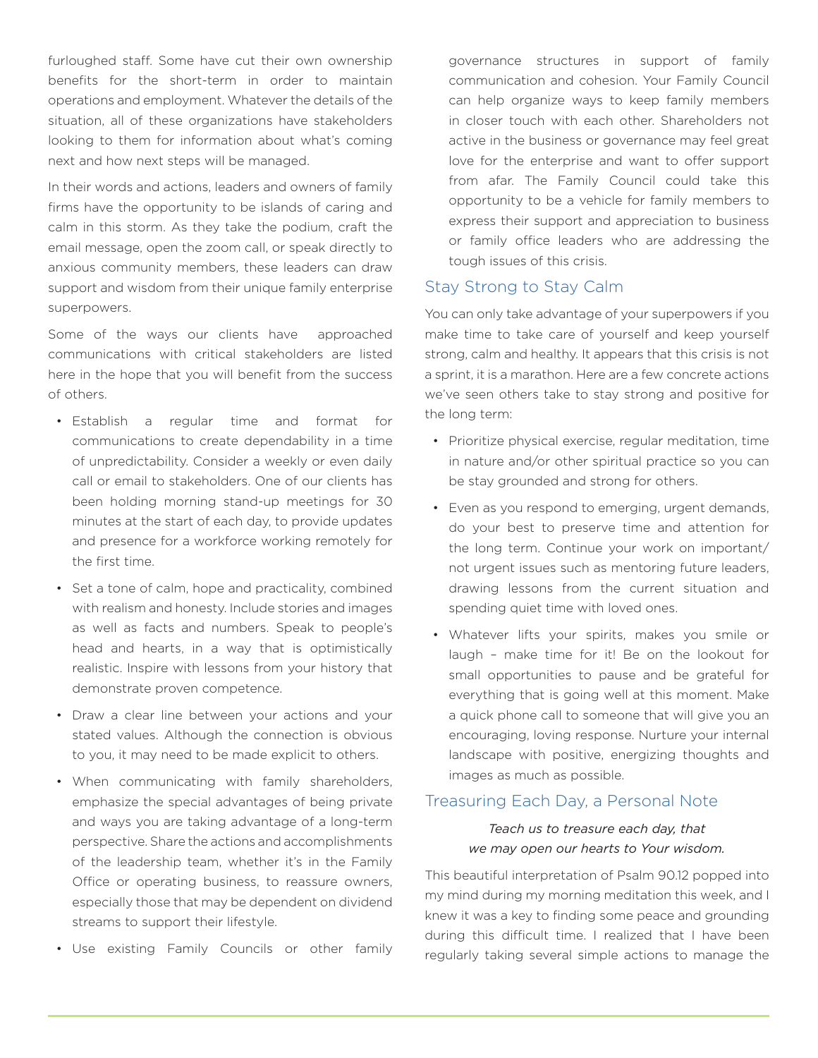furloughed staff. Some have cut their own ownership benefits for the short-term in order to maintain operations and employment. Whatever the details of the situation, all of these organizations have stakeholders looking to them for information about what's coming next and how next steps will be managed.

In their words and actions, leaders and owners of family firms have the opportunity to be islands of caring and calm in this storm. As they take the podium, craft the email message, open the zoom call, or speak directly to anxious community members, these leaders can draw support and wisdom from their unique family enterprise superpowers.

Some of the ways our clients have approached communications with critical stakeholders are listed here in the hope that you will benefit from the success of others.

- Establish a regular time and format for communications to create dependability in a time of unpredictability. Consider a weekly or even daily call or email to stakeholders. One of our clients has been holding morning stand-up meetings for 30 minutes at the start of each day, to provide updates and presence for a workforce working remotely for the first time.
- Set a tone of calm, hope and practicality, combined with realism and honesty. Include stories and images as well as facts and numbers. Speak to people's head and hearts, in a way that is optimistically realistic. Inspire with lessons from your history that demonstrate proven competence.
- Draw a clear line between your actions and your stated values. Although the connection is obvious to you, it may need to be made explicit to others.
- When communicating with family shareholders, emphasize the special advantages of being private and ways you are taking advantage of a long-term perspective. Share the actions and accomplishments of the leadership team, whether it's in the Family Office or operating business, to reassure owners, especially those that may be dependent on dividend streams to support their lifestyle.
- Use existing Family Councils or other family governance structures in support of family communication and cohesion. Your Family Council can help organize ways to keep family members in closer touch with each other. Shareholders not active in the business or governance may feel great love for the enterprise and want to offer support from afar. The Family Council could take this opportunity to be a vehicle for family members to express their support and appreciation to business or family office leaders who are addressing the tough issues of this crisis.

## Stay Strong to Stay Calm

You can only take advantage of your superpowers if you make time to take care of yourself and keep yourself strong, calm and healthy. It appears that this crisis is not a sprint, it is a marathon. Here are a few concrete actions we've seen others take to stay strong and positive for the long term:

- Prioritize physical exercise, regular meditation, time in nature and/or other spiritual practice so you can be stay grounded and strong for others.
- Even as you respond to emerging, urgent demands, do your best to preserve time and attention for the long term. Continue your work on important/not urgent issues such as mentoring future leaders, drawing lessons from the current situation and spending quiet time with loved ones.
- Whatever lifts your spirits, makes you smile or laugh – make time for it! Be on the lookout for small opportunities to pause and be grateful for everything that is going well at this moment. Make a quick phone call to someone that will give you an encouraging, loving response. Nurture your internal landscape with positive, energizing thoughts and images as much as possible.

## Treasuring Each Day, a Personal Note

*Teach us to treasure each day, that*
*we may open our hearts to Your wisdom.*

This beautiful interpretation of Psalm 90.12 popped into my mind during my morning meditation this week, and I knew it was a key to finding some peace and grounding during this difficult time. I realized that I have been regularly taking several simple actions to manage the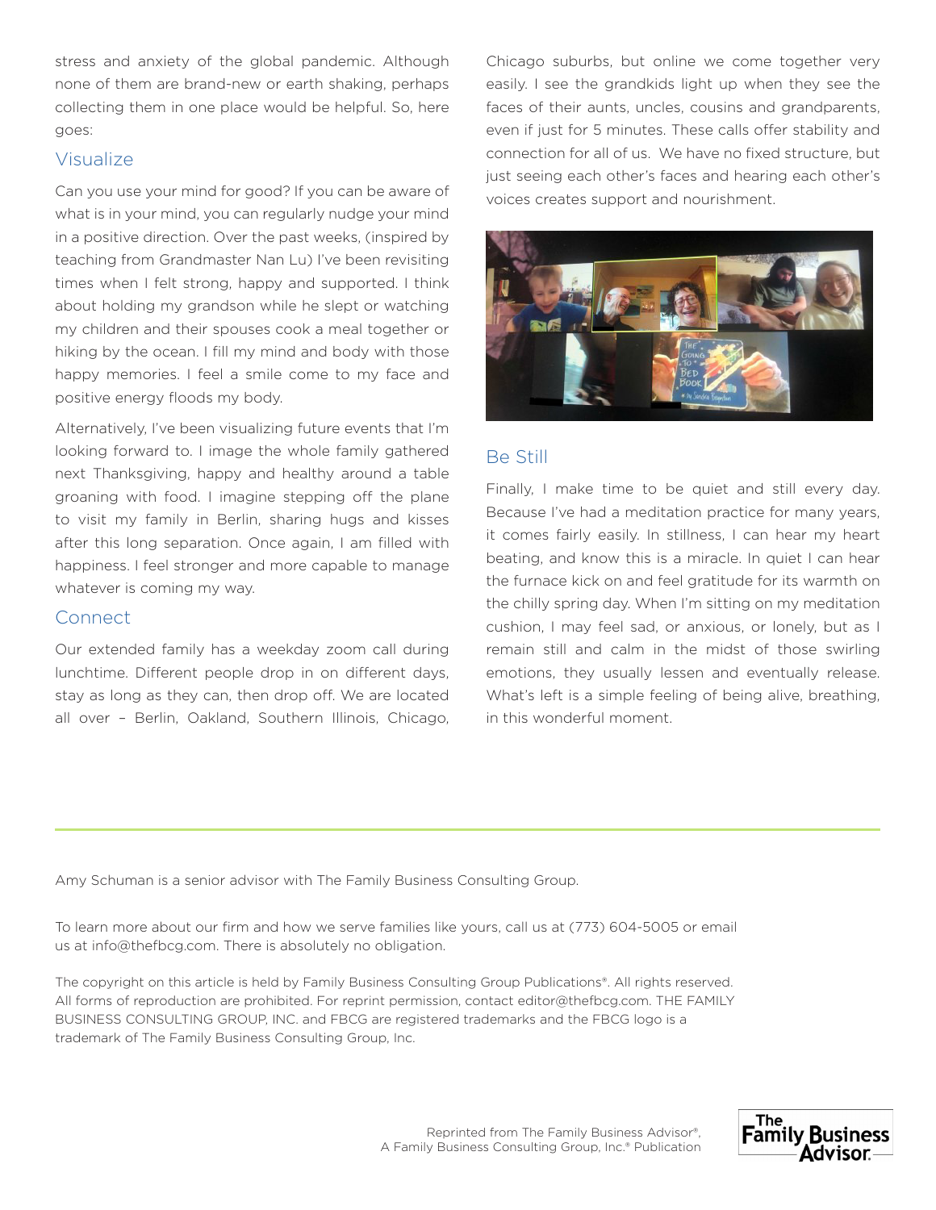stress and anxiety of the global pandemic. Although none of them are brand-new or earth shaking, perhaps collecting them in one place would be helpful. So, here goes:

## Visualize

Can you use your mind for good? If you can be aware of what is in your mind, you can regularly nudge your mind in a positive direction. Over the past weeks, (inspired by teaching from Grandmaster Nan Lu) I've been revisiting times when I felt strong, happy and supported. I think about holding my grandson while he slept or watching my children and their spouses cook a meal together or hiking by the ocean. I fill my mind and body with those happy memories. I feel a smile come to my face and positive energy floods my body.

Alternatively, I've been visualizing future events that I'm looking forward to. I image the whole family gathered next Thanksgiving, happy and healthy around a table groaning with food. I imagine stepping off the plane to visit my family in Berlin, sharing hugs and kisses after this long separation. Once again, I am filled with happiness. I feel stronger and more capable to manage whatever is coming my way.

## Connect

Our extended family has a weekday zoom call during lunchtime. Different people drop in on different days, stay as long as they can, then drop off. We are located all over – Berlin, Oakland, Southern Illinois, Chicago, Chicago suburbs, but online we come together very easily. I see the grandkids light up when they see the faces of their aunts, uncles, cousins and grandparents, even if just for 5 minutes. These calls offer stability and connection for all of us. We have no fixed structure, but just seeing each other's faces and hearing each other's voices creates support and nourishment.

## Be Still

Finally, I make time to be quiet and still every day. Because I've had a meditation practice for many years, it comes fairly easily. In stillness, I can hear my heart beating, and know this is a miracle. In quiet I can hear the furnace kick on and feel gratitude for its warmth on the chilly spring day. When I'm sitting on my meditation cushion, I may feel sad, or anxious, or lonely, but as I remain still and calm in the midst of those swirling emotions, they usually lessen and eventually release. What's left is a simple feeling of being alive, breathing, in this wonderful moment.

---

Amy Schuman is a senior advisor with The Family Business Consulting Group.

To learn more about our firm and how we serve families like yours, call us at (773) 604-5005 or email us at info@thefbcg.com. There is absolutely no obligation.

The copyright on this article is held by Family Business Consulting Group Publications®. All rights reserved. All forms of reproduction are prohibited. For reprint permission, contact editor@thefbcg.com. THE FAMILY BUSINESS CONSULTING GROUP, INC. and FBCG are registered trademarks and the FBCG logo is a trademark of The Family Business Consulting Group, Inc.

Reprinted from The Family Business Advisor®, A Family Business Consulting Group, Inc.® Publication